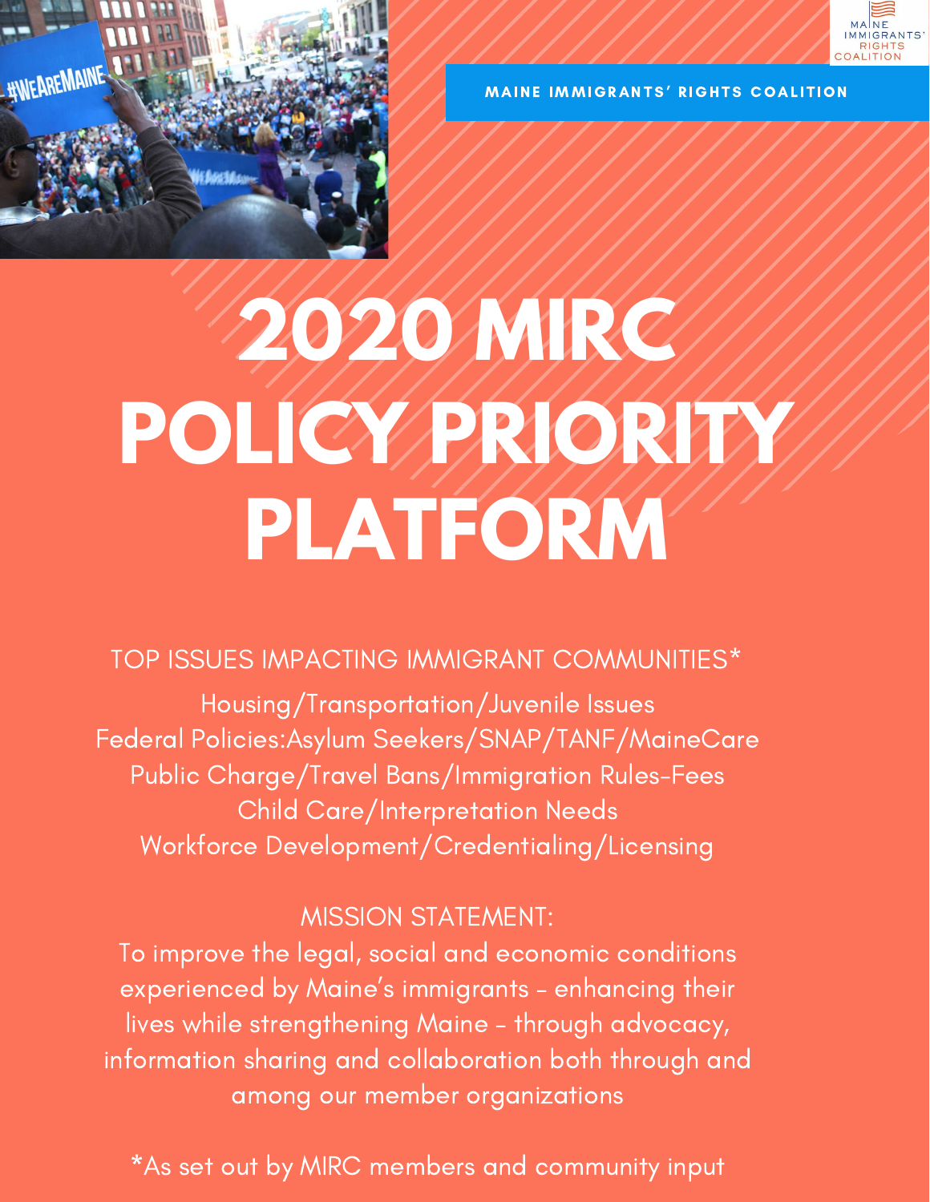MAINE IMMIGRANTS' RIGHTS COALITION

# 2020 MIRC POLICY PRIORITY PLATFORM

TOP ISSUES IMPACTING IMMIGRANT COMMUNITIES*

Housing/Transportation/Juvenile Issues
Federal Policies:Asylum Seekers/SNAP/TANF/MaineCare
Public Charge/Travel Bans/Immigration Rules-Fees
Child Care/Interpretation Needs
Workforce Development/Credentialing/Licensing

MISSION STATEMENT:

To improve the legal, social and economic conditions experienced by Maine's immigrants - enhancing their lives while strengthening Maine - through advocacy, information sharing and collaboration both through and among our member organizations

*As set out by MIRC members and community input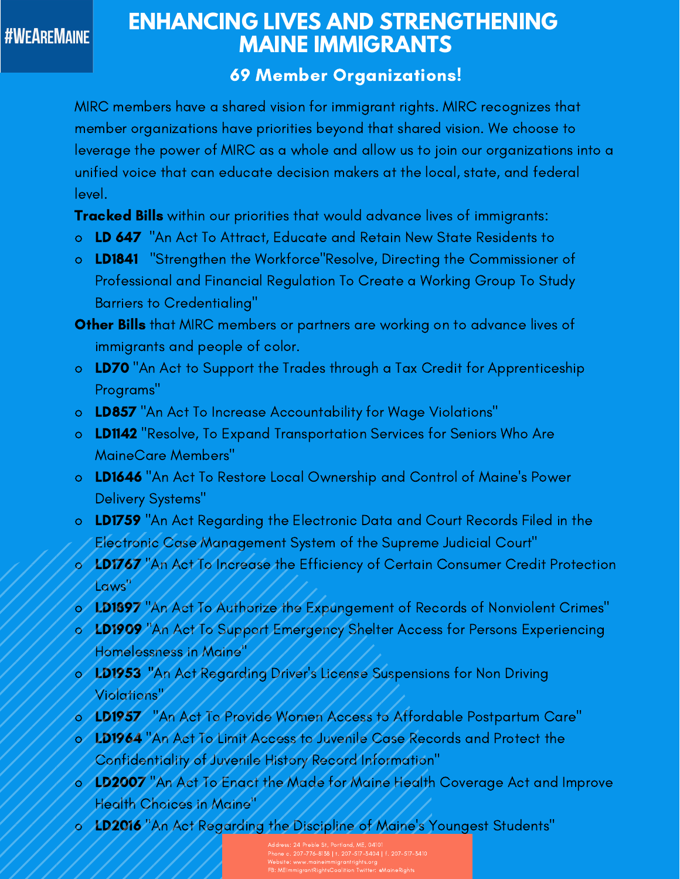#WEAREMAINE

# ENHANCING LIVES AND STRENGTHENING MAINE IMMIGRANTS

### 69 Member Organizations!

MIRC members have a shared vision for immigrant rights. MIRC recognizes that member organizations have priorities beyond that shared vision. We choose to leverage the power of MIRC as a whole and allow us to join our organizations into a unified voice that can educate decision makers at the local, state, and federal level.

**Tracked Bills** within our priorities that would advance lives of immigrants:

- **LD 647** "An Act To Attract, Educate and Retain New State Residents to
- **LD1841** "Strengthen the Workforce"Resolve, Directing the Commissioner of Professional and Financial Regulation To Create a Working Group To Study Barriers to Credentialing"

**Other Bills** that MIRC members or partners are working on to advance lives of immigrants and people of color.

- **LD70** "An Act to Support the Trades through a Tax Credit for Apprenticeship Programs"
- **LD857** "An Act To Increase Accountability for Wage Violations"
- **LD1142** "Resolve, To Expand Transportation Services for Seniors Who Are MaineCare Members"
- **LD1646** "An Act To Restore Local Ownership and Control of Maine's Power Delivery Systems"
- **LD1759** "An Act Regarding the Electronic Data and Court Records Filed in the Electronic Case Management System of the Supreme Judicial Court"
- **LD1767** "An Act To Increase the Efficiency of Certain Consumer Credit Protection Laws"
- **LD1897** "An Act To Authorize the Expungement of Records of Nonviolent Crimes"
- **LD1909** "An Act To Support Emergency Shelter Access for Persons Experiencing Homelessness in Maine"
- **LD1953** "An Act Regarding Driver's License Suspensions for Non Driving Violations"
- **LD1957** "An Act To Provide Women Access to Affordable Postpartum Care"
- **LD1964** "An Act To Limit Access to Juvenile Case Records and Protect the Confidentiality of Juvenile History Record Information"
- **LD2007** "An Act To Enact the Made for Maine Health Coverage Act and Improve Health Choices in Maine"
- **LD2016** "An Act Regarding the Discipline of Maine's Youngest Students"

Address: 24 Preble St, Portland, ME, 04101
Phone c. 207-776-8158 | t. 207-517-3404 | f. 207-517-3410
Website: www.maineimmigrantrights.org
FB: MEImmigrantRightsCoalition Twitter: @MaineRights